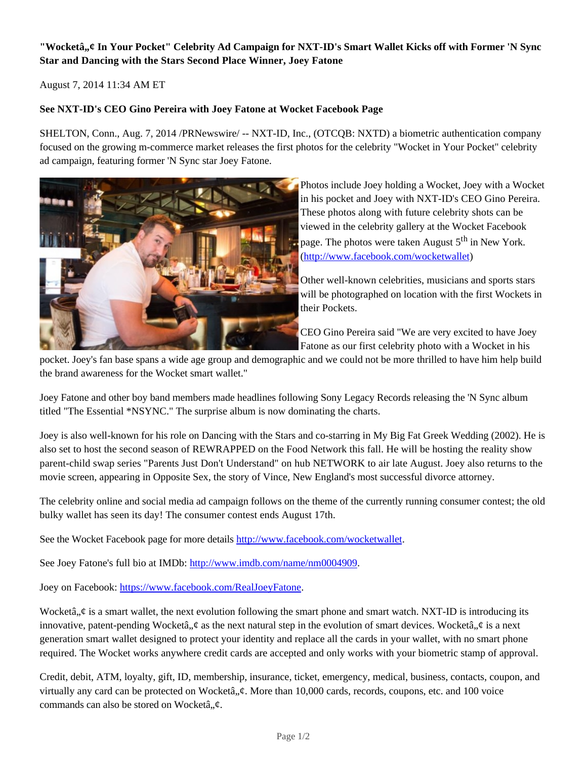**"Wocketâ„¢ In Your Pocket" Celebrity Ad Campaign for NXT-ID's Smart Wallet Kicks off with Former 'N Sync Star and Dancing with the Stars Second Place Winner, Joey Fatone**

August 7, 2014 11:34 AM ET

**See NXT-ID's CEO Gino Pereira with Joey Fatone at Wocket Facebook Page**

SHELTON, Conn., Aug. 7, 2014 /PRNewswire/ -- NXT-ID, Inc., (OTCQB: NXTD) a biometric authentication company focused on the growing m-commerce market releases the first photos for the celebrity "Wocket in Your Pocket" celebrity ad campaign, featuring former 'N Sync star Joey Fatone.

Photos include Joey holding a Wocket, Joey with a Wocket in his pocket and Joey with NXT-ID's CEO Gino Pereira. These photos along with future celebrity shots can be viewed in the celebrity gallery at the Wocket Facebook page. The photos were taken August 5th in New York. (http://www.facebook.com/wocketwallet)

Other well-known celebrities, musicians and sports stars will be photographed on location with the first Wockets in their Pockets.

CEO Gino Pereira said "We are very excited to have Joey Fatone as our first celebrity photo with a Wocket in his pocket. Joey's fan base spans a wide age group and demographic and we could not be more thrilled to have him help build the brand awareness for the Wocket smart wallet."

Joey Fatone and other boy band members made headlines following Sony Legacy Records releasing the 'N Sync album titled "The Essential *NSYNC." The surprise album is now dominating the charts.

Joey is also well-known for his role on Dancing with the Stars and co-starring in My Big Fat Greek Wedding (2002). He is also set to host the second season of REWRAPPED on the Food Network this fall. He will be hosting the reality show parent-child swap series "Parents Just Don't Understand" on hub NETWORK to air late August. Joey also returns to the movie screen, appearing in Opposite Sex, the story of Vince, New England's most successful divorce attorney.

The celebrity online and social media ad campaign follows on the theme of the currently running consumer contest; the old bulky wallet has seen its day! The consumer contest ends August 17th.

See the Wocket Facebook page for more details http://www.facebook.com/wocketwallet.

See Joey Fatone's full bio at IMDb: http://www.imdb.com/name/nm0004909.

Joey on Facebook: https://www.facebook.com/RealJoeyFatone.

Wocketâ„¢ is a smart wallet, the next evolution following the smart phone and smart watch. NXT-ID is introducing its innovative, patent-pending Wocketâ„¢ as the next natural step in the evolution of smart devices. Wocketâ„¢ is a next generation smart wallet designed to protect your identity and replace all the cards in your wallet, with no smart phone required. The Wocket works anywhere credit cards are accepted and only works with your biometric stamp of approval.

Credit, debit, ATM, loyalty, gift, ID, membership, insurance, ticket, emergency, medical, business, contacts, coupon, and virtually any card can be protected on Wocketâ„¢. More than 10,000 cards, records, coupons, etc. and 100 voice commands can also be stored on Wocketâ„¢.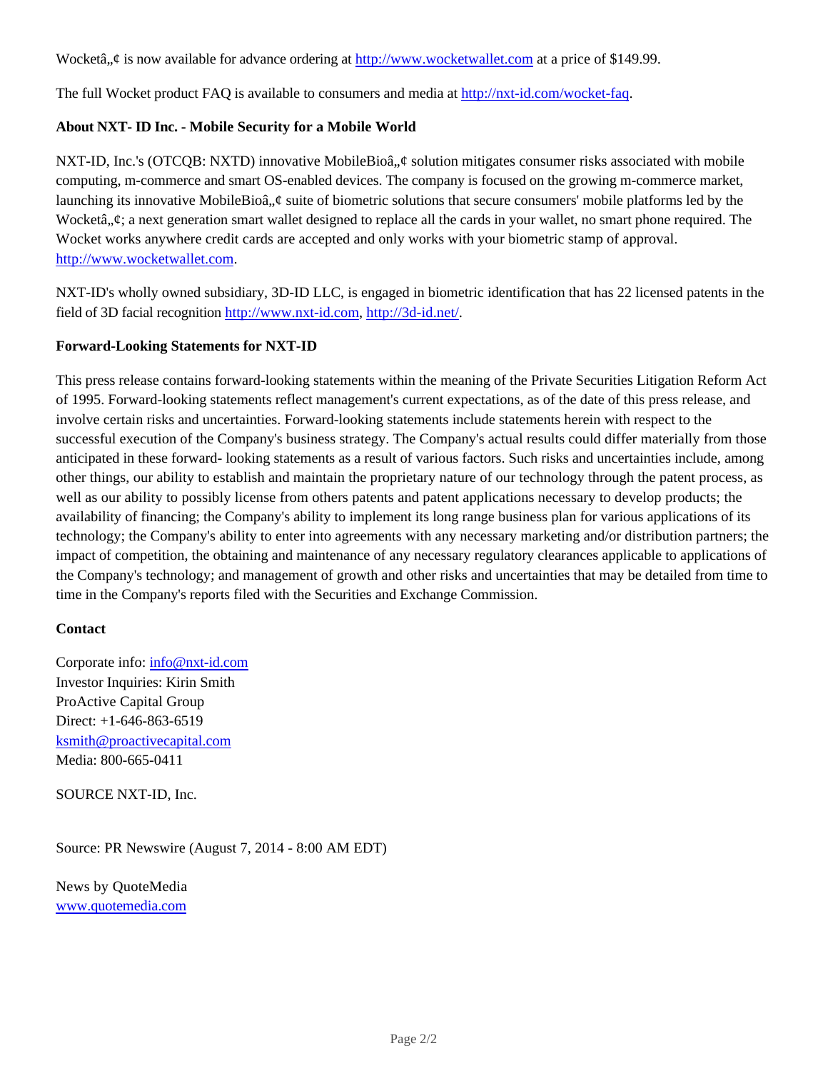Wocketâ„¢ is now available for advance ordering at http://www.wocketwallet.com at a price of $149.99.

The full Wocket product FAQ is available to consumers and media at http://nxt-id.com/wocket-faq.

**About NXT- ID Inc. - Mobile Security for a Mobile World**

NXT-ID, Inc.'s (OTCQB: NXTD) innovative MobileBioâ„¢ solution mitigates consumer risks associated with mobile computing, m-commerce and smart OS-enabled devices. The company is focused on the growing m-commerce market, launching its innovative MobileBioâ„¢ suite of biometric solutions that secure consumers' mobile platforms led by the Wocketâ„¢; a next generation smart wallet designed to replace all the cards in your wallet, no smart phone required. The Wocket works anywhere credit cards are accepted and only works with your biometric stamp of approval. http://www.wocketwallet.com.

NXT-ID's wholly owned subsidiary, 3D-ID LLC, is engaged in biometric identification that has 22 licensed patents in the field of 3D facial recognition http://www.nxt-id.com, http://3d-id.net/.

**Forward-Looking Statements for NXT-ID**

This press release contains forward-looking statements within the meaning of the Private Securities Litigation Reform Act of 1995. Forward-looking statements reflect management's current expectations, as of the date of this press release, and involve certain risks and uncertainties. Forward-looking statements include statements herein with respect to the successful execution of the Company's business strategy. The Company's actual results could differ materially from those anticipated in these forward- looking statements as a result of various factors. Such risks and uncertainties include, among other things, our ability to establish and maintain the proprietary nature of our technology through the patent process, as well as our ability to possibly license from others patents and patent applications necessary to develop products; the availability of financing; the Company's ability to implement its long range business plan for various applications of its technology; the Company's ability to enter into agreements with any necessary marketing and/or distribution partners; the impact of competition, the obtaining and maintenance of any necessary regulatory clearances applicable to applications of the Company's technology; and management of growth and other risks and uncertainties that may be detailed from time to time in the Company's reports filed with the Securities and Exchange Commission.

**Contact**

Corporate info: info@nxt-id.com
Investor Inquiries: Kirin Smith
ProActive Capital Group
Direct: +1-646-863-6519
ksmith@proactivecapital.com
Media: 800-665-0411

SOURCE NXT-ID, Inc.

Source: PR Newswire (August 7, 2014 - 8:00 AM EDT)

News by QuoteMedia
www.quotemedia.com